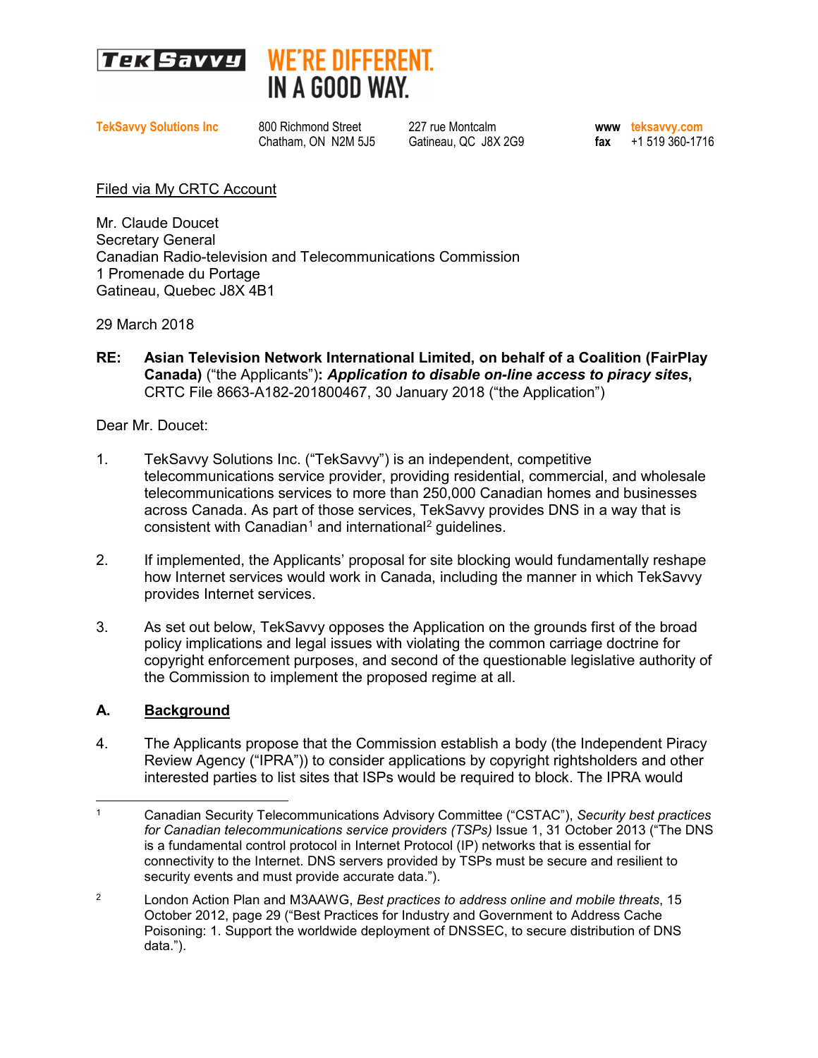**TekSavvy** WE'RE DIFFERENT. IN A GOOD WAY.

**TekSavvy Solutions Inc**
800 Richmond Street
Chatham, ON N2M 5J5

227 rue Montcalm
Gatineau, QC J8X 2G9

**www** teksavvy.com
**fax** +1 519 360-1716

Filed via My CRTC Account

Mr. Claude Doucet
Secretary General
Canadian Radio-television and Telecommunications Commission
1 Promenade du Portage
Gatineau, Quebec J8X 4B1

29 March 2018

**RE: Asian Television Network International Limited, on behalf of a Coalition (FairPlay Canada)** ("the Applicants")**: *Application to disable on-line access to piracy sites*,** CRTC File 8663-A182-201800467, 30 January 2018 ("the Application")

Dear Mr. Doucet:

1. TekSavvy Solutions Inc. ("TekSavvy") is an independent, competitive telecommunications service provider, providing residential, commercial, and wholesale telecommunications services to more than 250,000 Canadian homes and businesses across Canada. As part of those services, TekSavvy provides DNS in a way that is consistent with Canadian[1] and international[2] guidelines.

2. If implemented, the Applicants' proposal for site blocking would fundamentally reshape how Internet services would work in Canada, including the manner in which TekSavvy provides Internet services.

3. As set out below, TekSavvy opposes the Application on the grounds first of the broad policy implications and legal issues with violating the common carriage doctrine for copyright enforcement purposes, and second of the questionable legislative authority of the Commission to implement the proposed regime at all.

## A. Background

4. The Applicants propose that the Commission establish a body (the Independent Piracy Review Agency ("IPRA")) to consider applications by copyright rightsholders and other interested parties to list sites that ISPs would be required to block. The IPRA would

---

[1] Canadian Security Telecommunications Advisory Committee ("CSTAC"), *Security best practices for Canadian telecommunications service providers (TSPs)* Issue 1, 31 October 2013 ("The DNS is a fundamental control protocol in Internet Protocol (IP) networks that is essential for connectivity to the Internet. DNS servers provided by TSPs must be secure and resilient to security events and must provide accurate data.").

[2] London Action Plan and M3AAWG, *Best practices to address online and mobile threats*, 15 October 2012, page 29 ("Best Practices for Industry and Government to Address Cache Poisoning: 1. Support the worldwide deployment of DNSSEC, to secure distribution of DNS data.").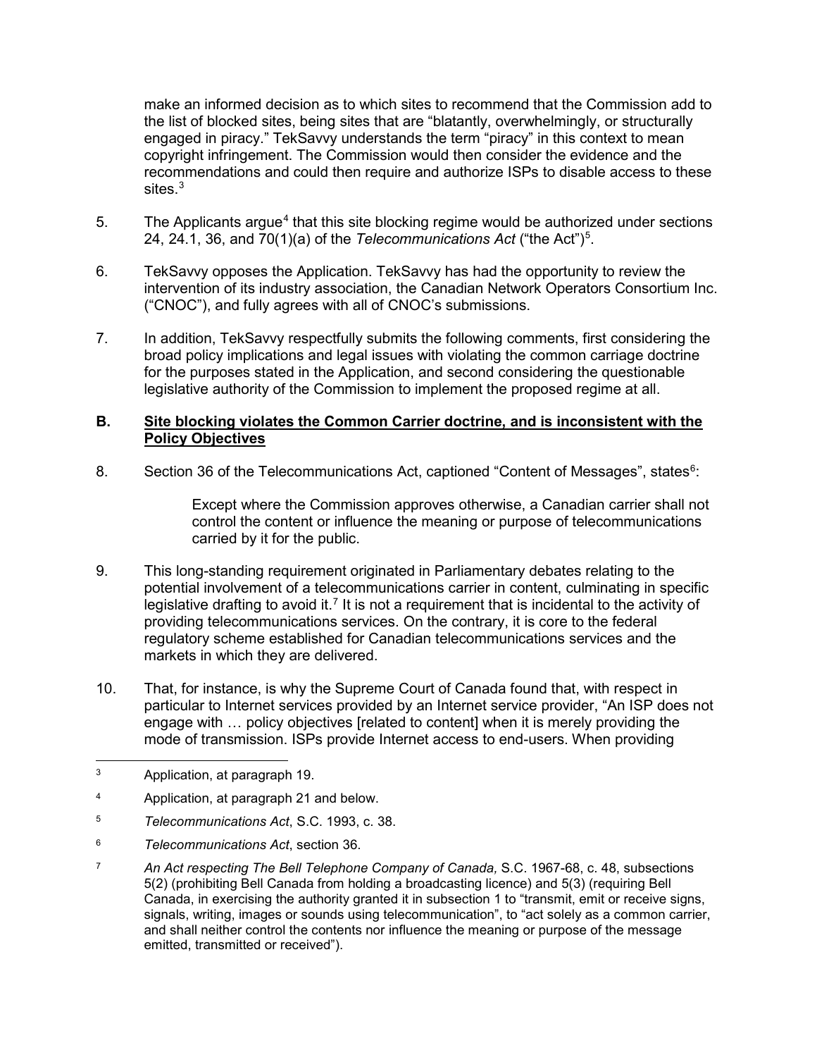make an informed decision as to which sites to recommend that the Commission add to the list of blocked sites, being sites that are "blatantly, overwhelmingly, or structurally engaged in piracy." TekSavvy understands the term "piracy" in this context to mean copyright infringement. The Commission would then consider the evidence and the recommendations and could then require and authorize ISPs to disable access to these sites.[3]

5. The Applicants argue[4] that this site blocking regime would be authorized under sections 24, 24.1, 36, and 70(1)(a) of the *Telecommunications Act* ("the Act")[5].

6. TekSavvy opposes the Application. TekSavvy has had the opportunity to review the intervention of its industry association, the Canadian Network Operators Consortium Inc. ("CNOC"), and fully agrees with all of CNOC's submissions.

7. In addition, TekSavvy respectfully submits the following comments, first considering the broad policy implications and legal issues with violating the common carriage doctrine for the purposes stated in the Application, and second considering the questionable legislative authority of the Commission to implement the proposed regime at all.

## B. Site blocking violates the Common Carrier doctrine, and is inconsistent with the Policy Objectives

8. Section 36 of the Telecommunications Act, captioned "Content of Messages", states[6]:

> Except where the Commission approves otherwise, a Canadian carrier shall not control the content or influence the meaning or purpose of telecommunications carried by it for the public.

9. This long-standing requirement originated in Parliamentary debates relating to the potential involvement of a telecommunications carrier in content, culminating in specific legislative drafting to avoid it.[7] It is not a requirement that is incidental to the activity of providing telecommunications services. On the contrary, it is core to the federal regulatory scheme established for Canadian telecommunications services and the markets in which they are delivered.

10. That, for instance, is why the Supreme Court of Canada found that, with respect in particular to Internet services provided by an Internet service provider, "An ISP does not engage with … policy objectives [related to content] when it is merely providing the mode of transmission. ISPs provide Internet access to end-users. When providing

---

[3] Application, at paragraph 19.

[4] Application, at paragraph 21 and below.

[5] *Telecommunications Act*, S.C. 1993, c. 38.

[6] *Telecommunications Act*, section 36.

[7] *An Act respecting The Bell Telephone Company of Canada,* S.C. 1967-68, c. 48, subsections 5(2) (prohibiting Bell Canada from holding a broadcasting licence) and 5(3) (requiring Bell Canada, in exercising the authority granted it in subsection 1 to "transmit, emit or receive signs, signals, writing, images or sounds using telecommunication", to "act solely as a common carrier, and shall neither control the contents nor influence the meaning or purpose of the message emitted, transmitted or received").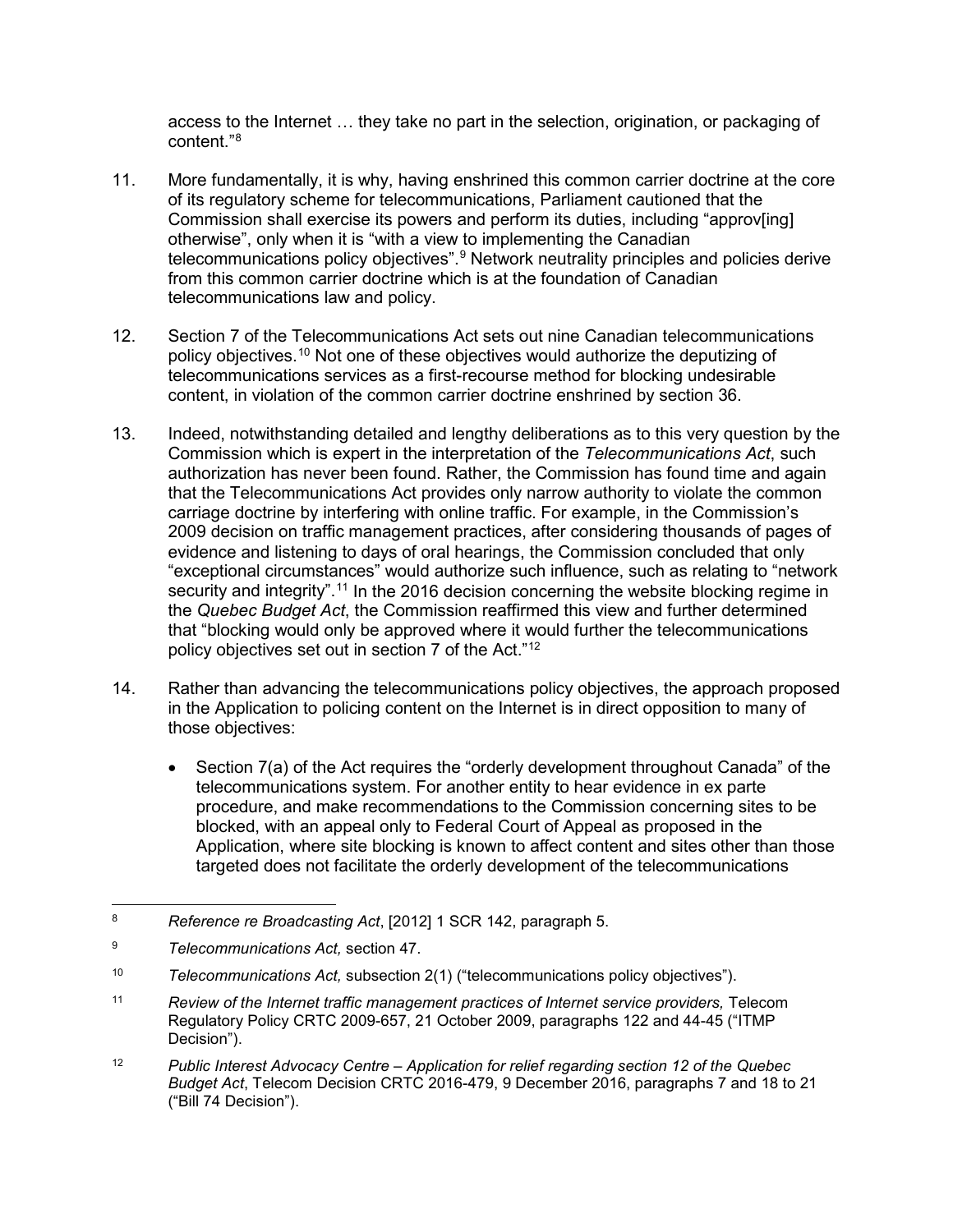access to the Internet … they take no part in the selection, origination, or packaging of content."[8]

11. More fundamentally, it is why, having enshrined this common carrier doctrine at the core of its regulatory scheme for telecommunications, Parliament cautioned that the Commission shall exercise its powers and perform its duties, including "approv[ing] otherwise", only when it is "with a view to implementing the Canadian telecommunications policy objectives".[9] Network neutrality principles and policies derive from this common carrier doctrine which is at the foundation of Canadian telecommunications law and policy.

12. Section 7 of the Telecommunications Act sets out nine Canadian telecommunications policy objectives.[10] Not one of these objectives would authorize the deputizing of telecommunications services as a first-recourse method for blocking undesirable content, in violation of the common carrier doctrine enshrined by section 36.

13. Indeed, notwithstanding detailed and lengthy deliberations as to this very question by the Commission which is expert in the interpretation of the *Telecommunications Act*, such authorization has never been found. Rather, the Commission has found time and again that the Telecommunications Act provides only narrow authority to violate the common carriage doctrine by interfering with online traffic. For example, in the Commission's 2009 decision on traffic management practices, after considering thousands of pages of evidence and listening to days of oral hearings, the Commission concluded that only "exceptional circumstances" would authorize such influence, such as relating to "network security and integrity".[11] In the 2016 decision concerning the website blocking regime in the *Quebec Budget Act*, the Commission reaffirmed this view and further determined that "blocking would only be approved where it would further the telecommunications policy objectives set out in section 7 of the Act."[12]

14. Rather than advancing the telecommunications policy objectives, the approach proposed in the Application to policing content on the Internet is in direct opposition to many of those objectives:

    - Section 7(a) of the Act requires the "orderly development throughout Canada" of the telecommunications system. For another entity to hear evidence in ex parte procedure, and make recommendations to the Commission concerning sites to be blocked, with an appeal only to Federal Court of Appeal as proposed in the Application, where site blocking is known to affect content and sites other than those targeted does not facilitate the orderly development of the telecommunications

---

[8] *Reference re Broadcasting Act*, [2012] 1 SCR 142, paragraph 5.

[9] *Telecommunications Act,* section 47.

[10] *Telecommunications Act,* subsection 2(1) ("telecommunications policy objectives").

[11] *Review of the Internet traffic management practices of Internet service providers,* Telecom Regulatory Policy CRTC 2009-657, 21 October 2009, paragraphs 122 and 44-45 ("ITMP Decision").

[12] *Public Interest Advocacy Centre – Application for relief regarding section 12 of the Quebec Budget Act*, Telecom Decision CRTC 2016-479, 9 December 2016, paragraphs 7 and 18 to 21 ("Bill 74 Decision").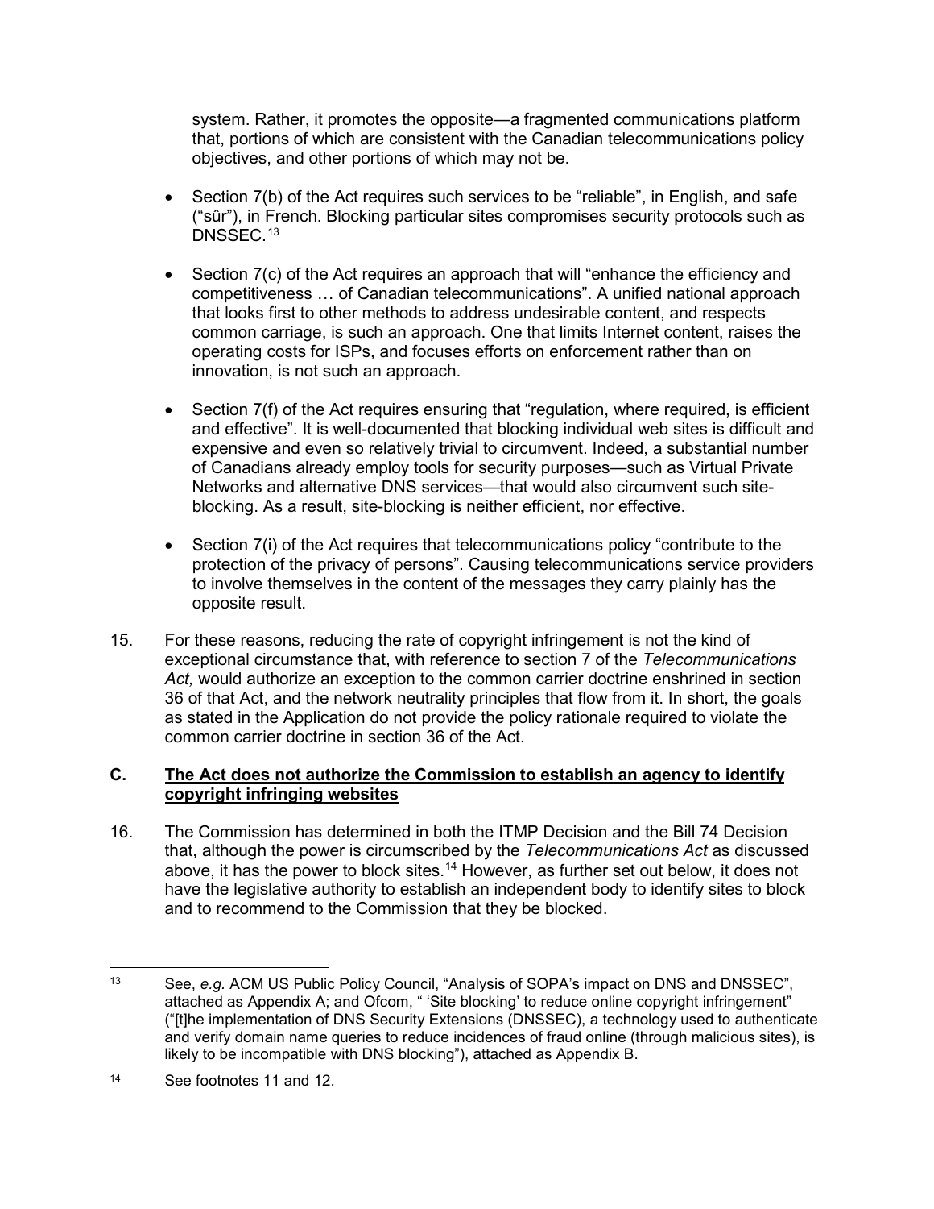system. Rather, it promotes the opposite—a fragmented communications platform that, portions of which are consistent with the Canadian telecommunications policy objectives, and other portions of which may not be.

- Section 7(b) of the Act requires such services to be "reliable", in English, and safe ("sûr"), in French. Blocking particular sites compromises security protocols such as DNSSEC.[13]

- Section 7(c) of the Act requires an approach that will "enhance the efficiency and competitiveness … of Canadian telecommunications". A unified national approach that looks first to other methods to address undesirable content, and respects common carriage, is such an approach. One that limits Internet content, raises the operating costs for ISPs, and focuses efforts on enforcement rather than on innovation, is not such an approach.

- Section 7(f) of the Act requires ensuring that "regulation, where required, is efficient and effective". It is well-documented that blocking individual web sites is difficult and expensive and even so relatively trivial to circumvent. Indeed, a substantial number of Canadians already employ tools for security purposes—such as Virtual Private Networks and alternative DNS services—that would also circumvent such site-blocking. As a result, site-blocking is neither efficient, nor effective.

- Section 7(i) of the Act requires that telecommunications policy "contribute to the protection of the privacy of persons". Causing telecommunications service providers to involve themselves in the content of the messages they carry plainly has the opposite result.

15. For these reasons, reducing the rate of copyright infringement is not the kind of exceptional circumstance that, with reference to section 7 of the *Telecommunications Act,* would authorize an exception to the common carrier doctrine enshrined in section 36 of that Act, and the network neutrality principles that flow from it. In short, the goals as stated in the Application do not provide the policy rationale required to violate the common carrier doctrine in section 36 of the Act.

### C. <u>The Act does not authorize the Commission to establish an agency to identify copyright infringing websites</u>

16. The Commission has determined in both the ITMP Decision and the Bill 74 Decision that, although the power is circumscribed by the *Telecommunications Act* as discussed above, it has the power to block sites.[14] However, as further set out below, it does not have the legislative authority to establish an independent body to identify sites to block and to recommend to the Commission that they be blocked.

---

[13] See, *e.g.* ACM US Public Policy Council, "Analysis of SOPA's impact on DNS and DNSSEC", attached as Appendix A; and Ofcom, " 'Site blocking' to reduce online copyright infringement" ("[t]he implementation of DNS Security Extensions (DNSSEC), a technology used to authenticate and verify domain name queries to reduce incidences of fraud online (through malicious sites), is likely to be incompatible with DNS blocking"), attached as Appendix B.

[14] See footnotes 11 and 12.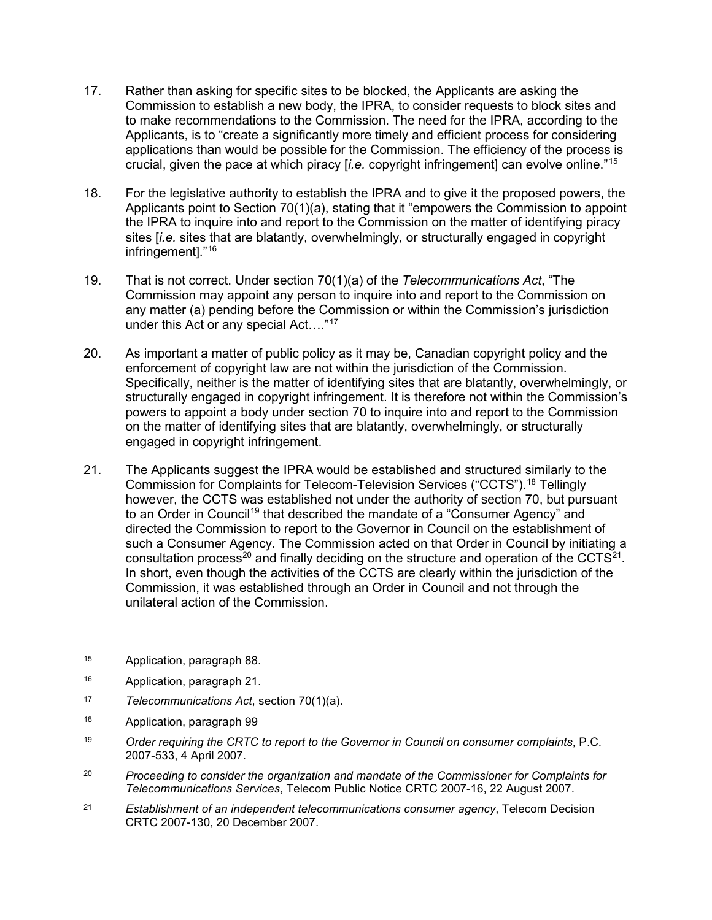17. Rather than asking for specific sites to be blocked, the Applicants are asking the Commission to establish a new body, the IPRA, to consider requests to block sites and to make recommendations to the Commission. The need for the IPRA, according to the Applicants, is to "create a significantly more timely and efficient process for considering applications than would be possible for the Commission. The efficiency of the process is crucial, given the pace at which piracy [*i.e.* copyright infringement] can evolve online."[15]

18. For the legislative authority to establish the IPRA and to give it the proposed powers, the Applicants point to Section 70(1)(a), stating that it "empowers the Commission to appoint the IPRA to inquire into and report to the Commission on the matter of identifying piracy sites [*i.e.* sites that are blatantly, overwhelmingly, or structurally engaged in copyright infringement]."[16]

19. That is not correct. Under section 70(1)(a) of the *Telecommunications Act*, "The Commission may appoint any person to inquire into and report to the Commission on any matter (a) pending before the Commission or within the Commission's jurisdiction under this Act or any special Act…."[17]

20. As important a matter of public policy as it may be, Canadian copyright policy and the enforcement of copyright law are not within the jurisdiction of the Commission. Specifically, neither is the matter of identifying sites that are blatantly, overwhelmingly, or structurally engaged in copyright infringement. It is therefore not within the Commission's powers to appoint a body under section 70 to inquire into and report to the Commission on the matter of identifying sites that are blatantly, overwhelmingly, or structurally engaged in copyright infringement.

21. The Applicants suggest the IPRA would be established and structured similarly to the Commission for Complaints for Telecom-Television Services ("CCTS").[18] Tellingly however, the CCTS was established not under the authority of section 70, but pursuant to an Order in Council[19] that described the mandate of a "Consumer Agency" and directed the Commission to report to the Governor in Council on the establishment of such a Consumer Agency. The Commission acted on that Order in Council by initiating a consultation process[20] and finally deciding on the structure and operation of the CCTS[21]. In short, even though the activities of the CCTS are clearly within the jurisdiction of the Commission, it was established through an Order in Council and not through the unilateral action of the Commission.

---

[15] Application, paragraph 88.

[16] Application, paragraph 21.

[17] *Telecommunications Act*, section 70(1)(a).

[18] Application, paragraph 99

[19] *Order requiring the CRTC to report to the Governor in Council on consumer complaints*, P.C. 2007-533, 4 April 2007.

[20] *Proceeding to consider the organization and mandate of the Commissioner for Complaints for Telecommunications Services*, Telecom Public Notice CRTC 2007-16, 22 August 2007.

[21] *Establishment of an independent telecommunications consumer agency*, Telecom Decision CRTC 2007-130, 20 December 2007.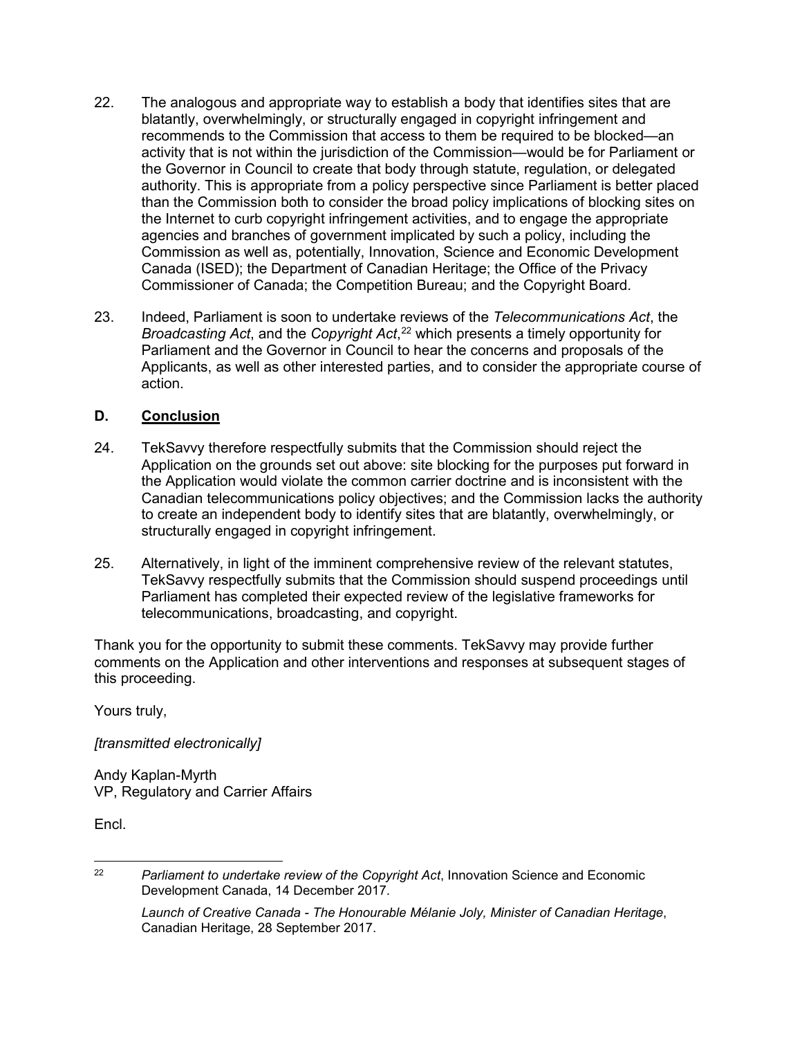22. The analogous and appropriate way to establish a body that identifies sites that are blatantly, overwhelmingly, or structurally engaged in copyright infringement and recommends to the Commission that access to them be required to be blocked—an activity that is not within the jurisdiction of the Commission—would be for Parliament or the Governor in Council to create that body through statute, regulation, or delegated authority. This is appropriate from a policy perspective since Parliament is better placed than the Commission both to consider the broad policy implications of blocking sites on the Internet to curb copyright infringement activities, and to engage the appropriate agencies and branches of government implicated by such a policy, including the Commission as well as, potentially, Innovation, Science and Economic Development Canada (ISED); the Department of Canadian Heritage; the Office of the Privacy Commissioner of Canada; the Competition Bureau; and the Copyright Board.

23. Indeed, Parliament is soon to undertake reviews of the *Telecommunications Act*, the *Broadcasting Act*, and the *Copyright Act*,[22] which presents a timely opportunity for Parliament and the Governor in Council to hear the concerns and proposals of the Applicants, as well as other interested parties, and to consider the appropriate course of action.

## D. <u>Conclusion</u>

24. TekSavvy therefore respectfully submits that the Commission should reject the Application on the grounds set out above: site blocking for the purposes put forward in the Application would violate the common carrier doctrine and is inconsistent with the Canadian telecommunications policy objectives; and the Commission lacks the authority to create an independent body to identify sites that are blatantly, overwhelmingly, or structurally engaged in copyright infringement.

25. Alternatively, in light of the imminent comprehensive review of the relevant statutes, TekSavvy respectfully submits that the Commission should suspend proceedings until Parliament has completed their expected review of the legislative frameworks for telecommunications, broadcasting, and copyright.

Thank you for the opportunity to submit these comments. TekSavvy may provide further comments on the Application and other interventions and responses at subsequent stages of this proceeding.

Yours truly,

*[transmitted electronically]*

Andy Kaplan-Myrth
VP, Regulatory and Carrier Affairs

Encl.

---

[22] *Parliament to undertake review of the Copyright Act*, Innovation Science and Economic Development Canada, 14 December 2017.

*Launch of Creative Canada - The Honourable Mélanie Joly, Minister of Canadian Heritage*, Canadian Heritage, 28 September 2017.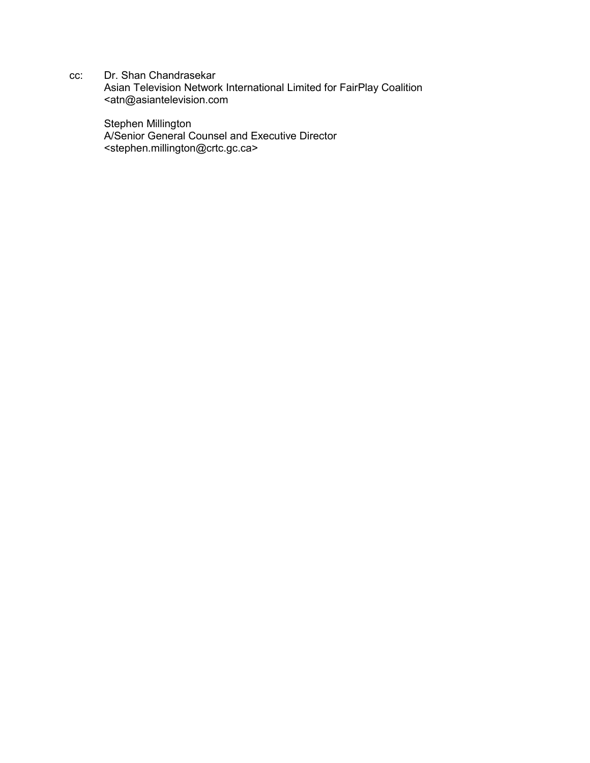cc: Dr. Shan Chandrasekar
Asian Television Network International Limited for FairPlay Coalition
<atn@asiantelevision.com

Stephen Millington
A/Senior General Counsel and Executive Director
<stephen.millington@crtc.gc.ca>